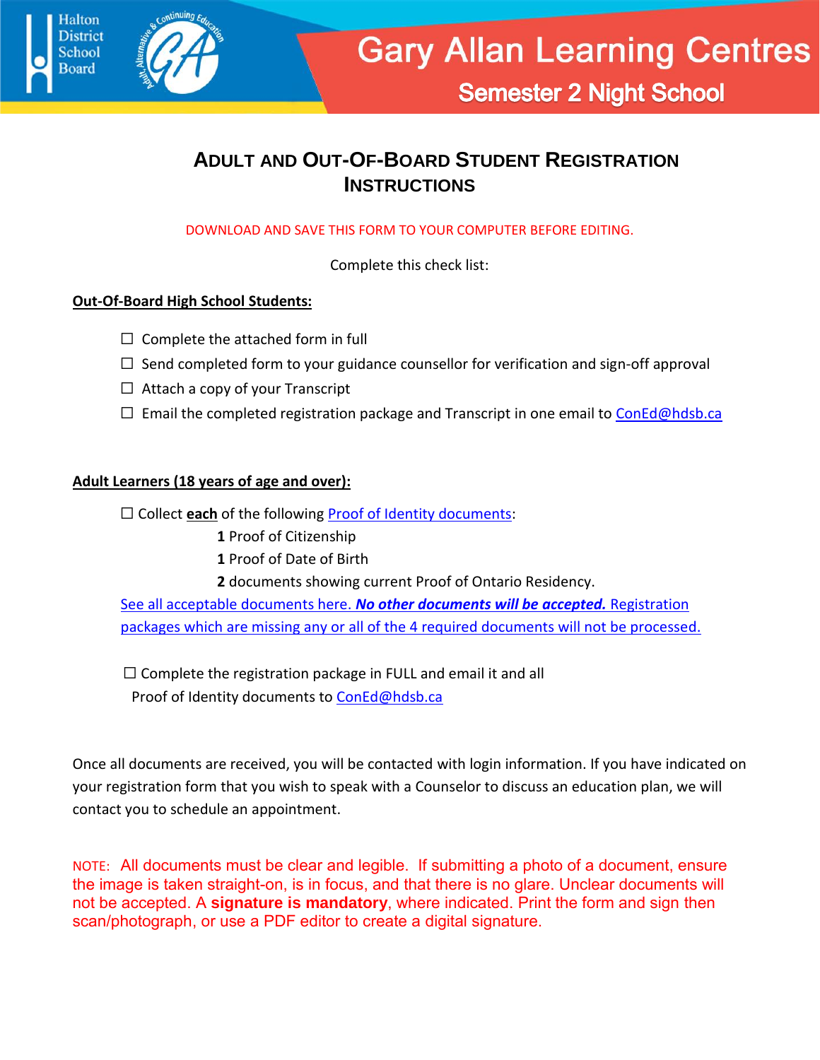Halton District School Board

Gary Allan Learning Centres
Semester 2 Night School

# ADULT AND OUT-OF-BOARD STUDENT REGISTRATION INSTRUCTIONS

DOWNLOAD AND SAVE THIS FORM TO YOUR COMPUTER BEFORE EDITING.

Complete this check list:

**Out-Of-Board High School Students:**

☐ Complete the attached form in full

☐ Send completed form to your guidance counsellor for verification and sign-off approval

☐ Attach a copy of your Transcript

☐ Email the completed registration package and Transcript in one email to ConEd@hdsb.ca

**Adult Learners (18 years of age and over):**

☐ Collect **each** of the following Proof of Identity documents:

**1** Proof of Citizenship

**1** Proof of Date of Birth

**2** documents showing current Proof of Ontario Residency.

See all acceptable documents here. ***No other documents will be accepted.*** Registration packages which are missing any or all of the 4 required documents will not be processed.

☐ Complete the registration package in FULL and email it and all Proof of Identity documents to ConEd@hdsb.ca

Once all documents are received, you will be contacted with login information. If you have indicated on your registration form that you wish to speak with a Counselor to discuss an education plan, we will contact you to schedule an appointment.

NOTE: All documents must be clear and legible. If submitting a photo of a document, ensure the image is taken straight-on, is in focus, and that there is no glare. Unclear documents will not be accepted. A **signature is mandatory**, where indicated. Print the form and sign then scan/photograph, or use a PDF editor to create a digital signature.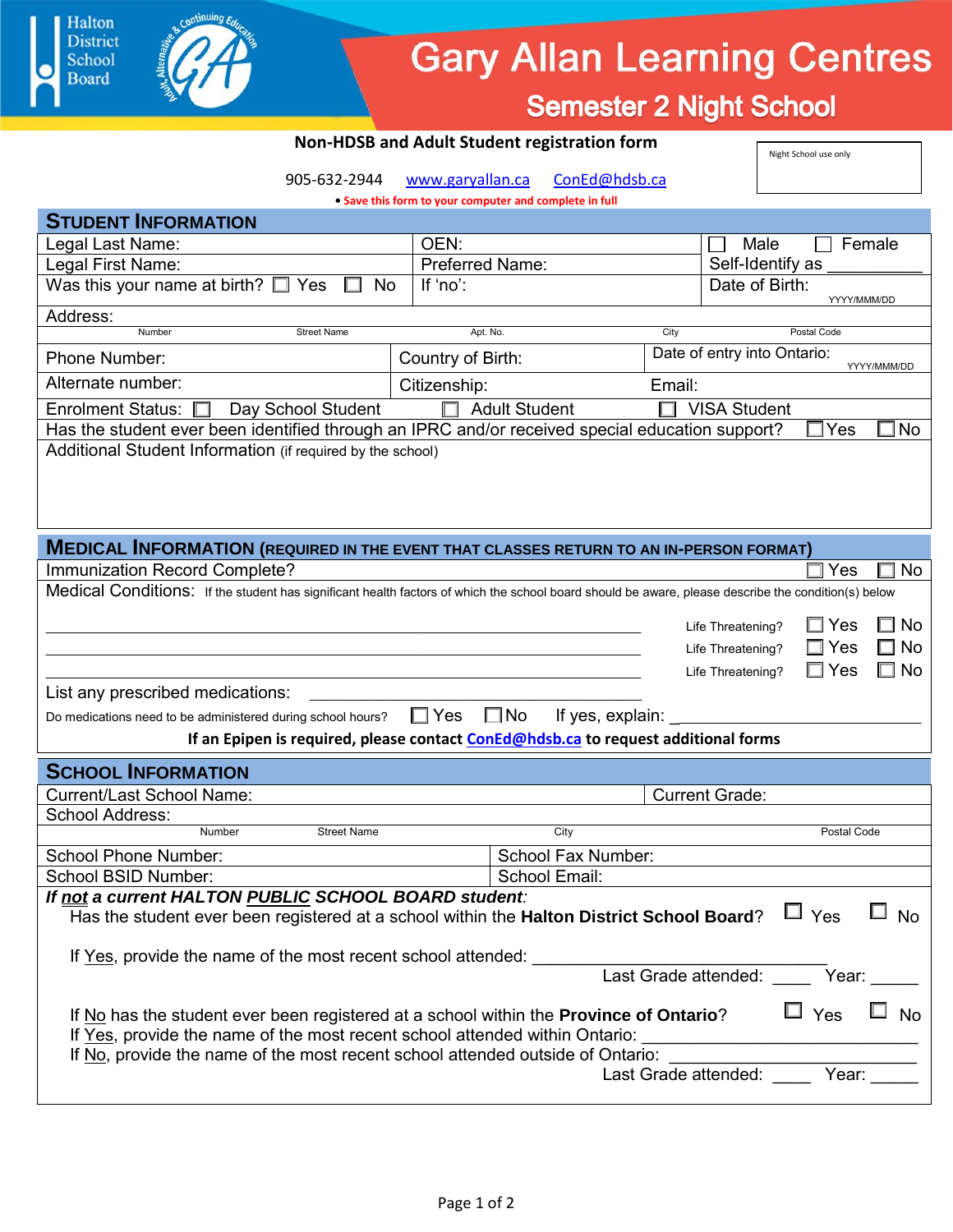Halton District School Board

# Gary Allan Learning Centres

## Semester 2 Night School

**Non-HDSB and Adult Student registration form**

Night School use only

905-632-2944 www.garyallan.ca ConEd@hdsb.ca

• **Save this form to your computer and complete in full**

## STUDENT INFORMATION

| | | |
|---|---|---|
| Legal Last Name: | OEN: | ☐ Male ☐ Female |
| Legal First Name: | Preferred Name: | Self-Identify as ___________ |
| Was this your name at birth? ☐ Yes ☐ No | If 'no': | Date of Birth: YYYY/MMM/DD |

Address:
Number / Street Name / Apt. No. / City / Postal Code

| | | |
|---|---|---|
| Phone Number: | Country of Birth: | Date of entry into Ontario: YYYY/MMM/DD |
| Alternate number: | Citizenship: | Email: |

Enrolment Status: ☐ Day School Student ☐ Adult Student ☐ VISA Student

Has the student ever been identified through an IPRC and/or received special education support? ☐ Yes ☐ No

Additional Student Information (if required by the school)

## MEDICAL INFORMATION (REQUIRED IN THE EVENT THAT CLASSES RETURN TO AN IN-PERSON FORMAT)

Immunization Record Complete? ☐ Yes ☐ No

Medical Conditions: If the student has significant health factors of which the school board should be aware, please describe the condition(s) below

_______________________________________________ Life Threatening? ☐ Yes ☐ No

_______________________________________________ Life Threatening? ☐ Yes ☐ No

_______________________________________________ Life Threatening? ☐ Yes ☐ No

List any prescribed medications: _______________________________

Do medications need to be administered during school hours? ☐ Yes ☐ No If yes, explain: ___________________________

**If an Epipen is required, please contact ConEd@hdsb.ca to request additional forms**

## SCHOOL INFORMATION

| | |
|---|---|
| Current/Last School Name: | Current Grade: |

School Address:
Number / Street Name / City / Postal Code

| | |
|---|---|
| School Phone Number: | School Fax Number: |
| School BSID Number: | School Email: |

***If not a current HALTON PUBLIC SCHOOL BOARD student:***

Has the student ever been registered at a school within the **Halton District School Board**? ☐ Yes ☐ No

If Yes, provide the name of the most recent school attended: ________________________________

Last Grade attended: ____ Year: _____

If No has the student ever been registered at a school within the **Province of Ontario**? ☐ Yes ☐ No

If Yes, provide the name of the most recent school attended within Ontario: ___________________________

If No, provide the name of the most recent school attended outside of Ontario: _________________________

Last Grade attended: ____ Year: _____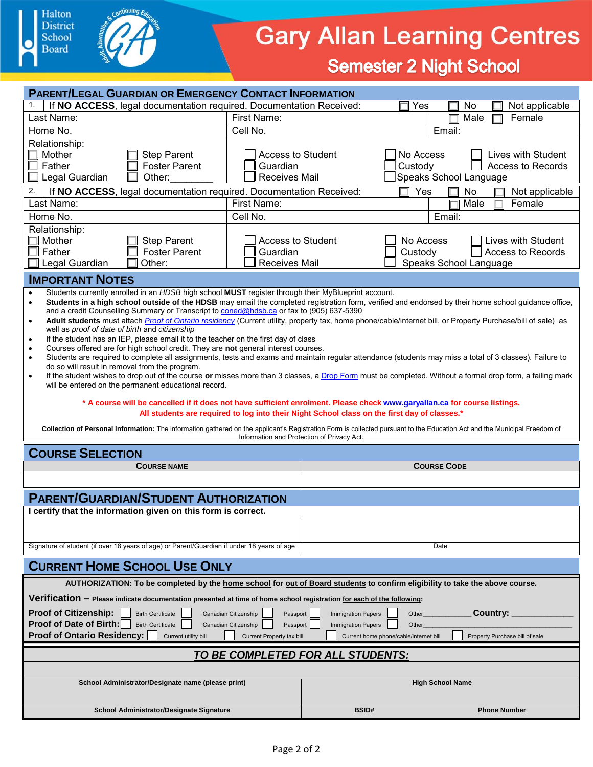Halton District School Board

# Gary Allan Learning Centres

## Semester 2 Night School

## PARENT/LEGAL GUARDIAN OR EMERGENCY CONTACT INFORMATION

| | | |
|---|---|---|
| 1. If **NO ACCESS**, legal documentation required. Documentation Received: | | ☐ Yes ☐ No ☐ Not applicable |
| Last Name: | First Name: | ☐ Male ☐ Female |
| Home No. | Cell No. | Email: |
| Relationship:<br>☐ Mother ☐ Step Parent<br>☐ Father ☐ Foster Parent<br>☐ Legal Guardian ☐ Other:________ | ☐ Access to Student<br>☐ Guardian<br>☐ Receives Mail | ☐ No Access ☐ Lives with Student<br>☐ Custody ☐ Access to Records<br>☐ Speaks School Language |
| 2. If **NO ACCESS**, legal documentation required. Documentation Received: | | ☐ Yes ☐ No ☐ Not applicable |
| Last Name: | First Name: | ☐ Male ☐ Female |
| Home No. | Cell No. | Email: |
| Relationship:<br>☐ Mother ☐ Step Parent<br>☐ Father ☐ Foster Parent<br>☐ Legal Guardian ☐ Other: | ☐ Access to Student<br>☐ Guardian<br>☐ Receives Mail | ☐ No Access ☐ Lives with Student<br>☐ Custody ☐ Access to Records<br>☐ Speaks School Language |

## IMPORTANT NOTES

- Students currently enrolled in an *HDSB* high school **MUST** register through their MyBlueprint account.
- **Students in a high school outside of the HDSB** may email the completed registration form, verified and endorsed by their home school guidance office, and a credit Counselling Summary or Transcript to coned@hdsb.ca or fax to (905) 637-5390
- **Adult students** must attach *Proof of Ontario residency* (Current utility, property tax, home phone/cable/internet bill, or Property Purchase/bill of sale) as well as *proof of date of birth* and *citizenship*
- If the student has an IEP, please email it to the teacher on the first day of class
- Courses offered are for high school credit. They are **not** general interest courses.
- Students are required to complete all assignments, tests and exams and maintain regular attendance (students may miss a total of 3 classes). Failure to do so will result in removal from the program.
- If the student wishes to drop out of the course **or** misses more than 3 classes, a Drop Form must be completed. Without a formal drop form, a failing mark will be entered on the permanent educational record.

**\* A course will be cancelled if it does not have sufficient enrolment. Please check www.garyallan.ca for course listings.**
**All students are required to log into their Night School class on the first day of classes.\***

**Collection of Personal Information:** The information gathered on the applicant's Registration Form is collected pursuant to the Education Act and the Municipal Freedom of Information and Protection of Privacy Act.

## COURSE SELECTION

| COURSE NAME | COURSE CODE |
|---|---|
| | |

## PARENT/GUARDIAN/STUDENT AUTHORIZATION

**I certify that the information given on this form is correct.**

| | |
|---|---|
| | |
| Signature of student (if over 18 years of age) or Parent/Guardian if under 18 years of age | Date |

## CURRENT HOME SCHOOL USE ONLY

**AUTHORIZATION: To be completed by the home school for out of Board students to confirm eligibility to take the above course.**

**Verification –** **Please indicate documentation presented at time of home school registration for each of the following:**

**Proof of Citizenship:** ☐ Birth Certificate ☐ Canadian Citizenship ☐ Passport ☐ Immigration Papers ☐ Other__________ **Country:** ____________

**Proof of Date of Birth:** ☐ Birth Certificate ☐ Canadian Citizenship ☐ Passport ☐ Immigration Papers ☐ Other______________________

**Proof of Ontario Residency:** ☐ Current utility bill ☐ Current Property tax bill ☐ Current home phone/cable/internet bill ☐ Property Purchase bill of sale

***TO BE COMPLETED FOR ALL STUDENTS:***

| | | |
|---|---|---|
| | | |
| **School Administrator/Designate name (please print)** | **High School Name** | |
| **School Administrator/Designate Signature** | **BSID#** | **Phone Number** |